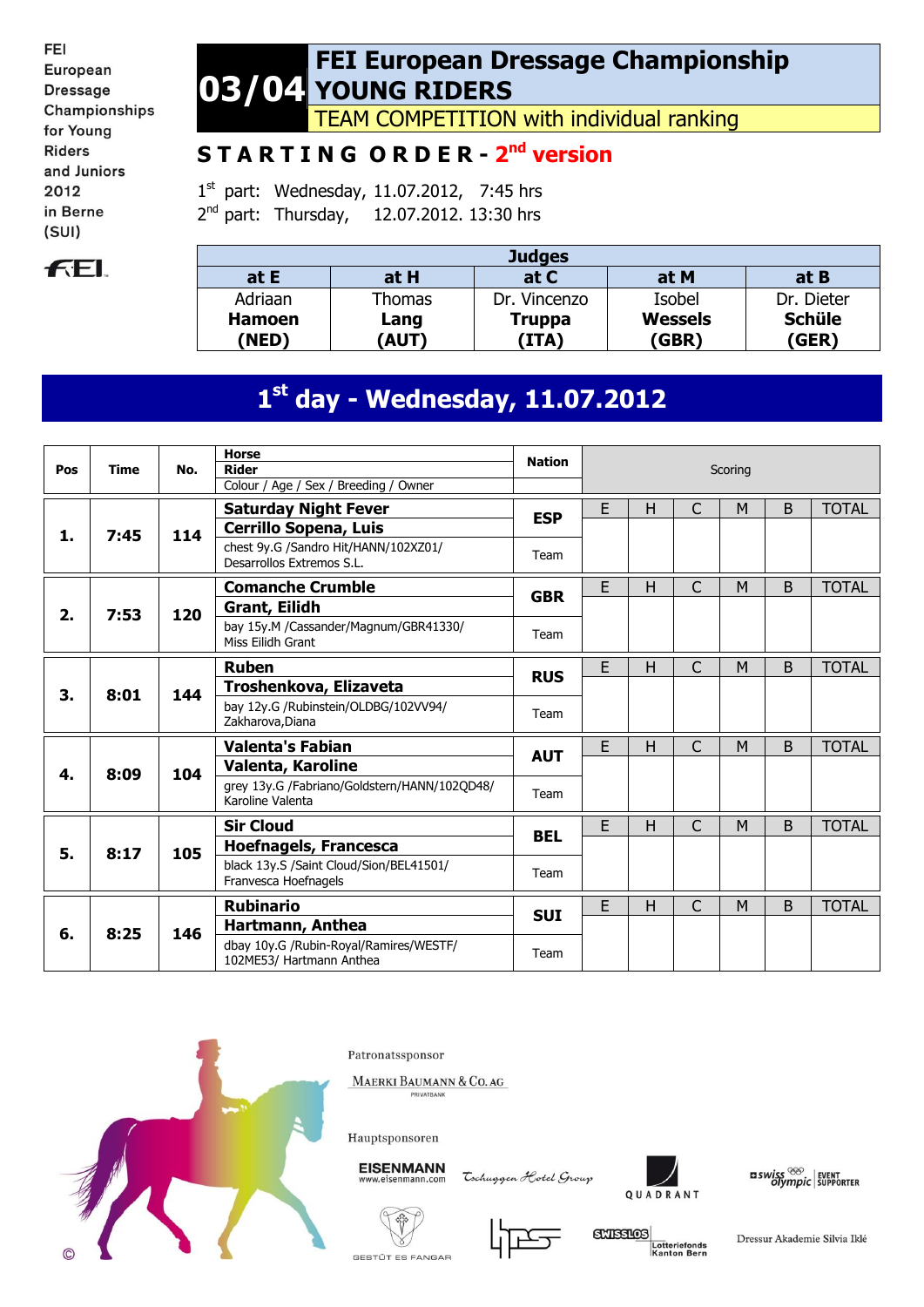FEI European Dressage Championships for Young Riders and Juniors 2012 in Berne (SUI)

# 03/04 FEI European Dressage Championship YOUNG RIDERS

## TEAM COMPETITION with individual ranking

## STARTING ORDER - 2nd version

1st part: Wednesday, 11.07.2012, 7:45 hrs
2nd part: Thursday, 12.07.2012. 13:30 hrs

| Judges | | | | |
|---|---|---|---|---|
| at E | at H | at C | at M | at B |
| Adriaan **Hamoen** **(NED)** | Thomas **Lang** **(AUT)** | Dr. Vincenzo **Truppa** **(ITA)** | Isobel **Wessels** **(GBR)** | Dr. Dieter **Schüle** **(GER)** |

## 1st day - Wednesday, 11.07.2012

| Pos | Time | No. | Horse / Rider / Colour / Age / Sex / Breeding / Owner | Nation | E | H | C | M | B | TOTAL |
|---|---|---|---|---|---|---|---|---|---|---|
| 1. | 7:45 | 114 | **Saturday Night Fever** / **Cerrillo Sopena, Luis** / chest 9y.G /Sandro Hit/HANN/102XZ01/ Desarrollos Extremos S.L. | **ESP** Team | | | | | | |
| 2. | 7:53 | 120 | **Comanche Crumble** / **Grant, Eilidh** / bay 15y.M /Cassander/Magnum/GBR41330/ Miss Eilidh Grant | **GBR** Team | | | | | | |
| 3. | 8:01 | 144 | **Ruben** / **Troshenkova, Elizaveta** / bay 12y.G /Rubinstein/OLDBG/102VV94/ Zakharova,Diana | **RUS** Team | | | | | | |
| 4. | 8:09 | 104 | **Valenta's Fabian** / **Valenta, Karoline** / grey 13y.G /Fabriano/Goldstern/HANN/102QD48/ Karoline Valenta | **AUT** Team | | | | | | |
| 5. | 8:17 | 105 | **Sir Cloud** / **Hoefnagels, Francesca** / black 13y.S /Saint Cloud/Sion/BEL41501/ Franvesca Hoefnagels | **BEL** Team | | | | | | |
| 6. | 8:25 | 146 | **Rubinario** / **Hartmann, Anthea** / dbay 10y.G /Rubin-Royal/Ramires/WESTF/ 102ME53/ Hartmann Anthea | **SUI** Team | | | | | | |

Patronatssponsor
MAERKI BAUMANN & CO. AG PRIVATBANK

Hauptsponsoren
EISENMANN www.eisenmann.com · Tschuggen Hotel Group · QUADRANT · swiss olympic EVENT SUPPORTER · GESTÜT ES FANGAR · SWISSLOS Lotteriefonds Kanton Bern · Dressur Akademie Silvia Iklé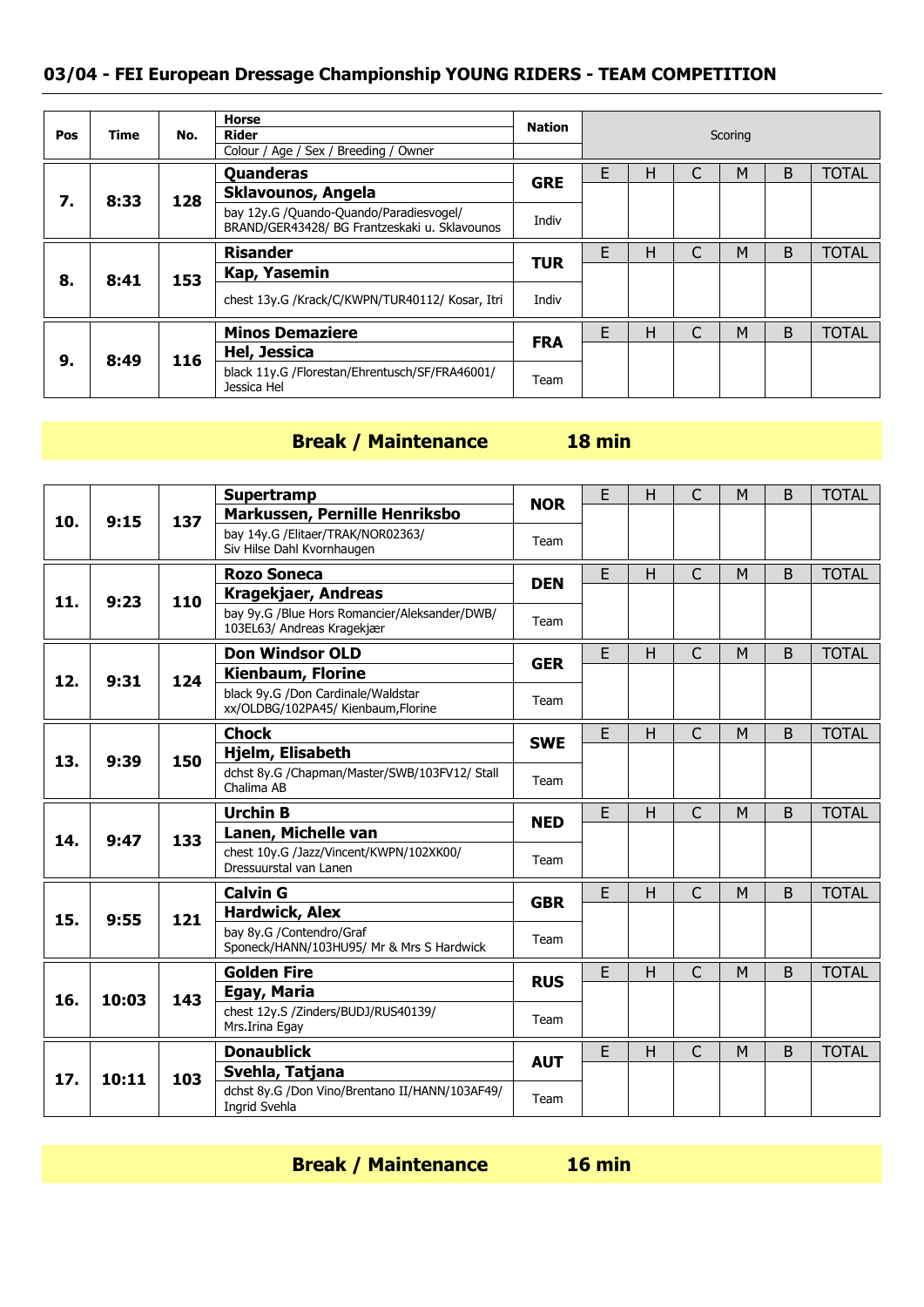## 03/04 - FEI European Dressage Championship YOUNG RIDERS - TEAM COMPETITION

| Pos | Time | No. | Horse / Rider / Colour / Age / Sex / Breeding / Owner | Nation | E | H | C | M | B | TOTAL |
|---|---|---|---|---|---|---|---|---|---|---|
| 7. | 8:33 | 128 | **Quanderas**<br>**Sklavounos, Angela**<br>bay 12y.G /Quando-Quando/Paradiesvogel/ BRAND/GER43428/ BG Frantzeskaki u. Sklavounos | **GRE**<br>Indiv | | | | | | |
| 8. | 8:41 | 153 | **Risander**<br>**Kap, Yasemin**<br>chest 13y.G /Krack/C/KWPN/TUR40112/ Kosar, Itri | **TUR**<br>Indiv | | | | | | |
| 9. | 8:49 | 116 | **Minos Demaziere**<br>**Hel, Jessica**<br>black 11y.G /Florestan/Ehrentusch/SF/FRA46001/ Jessica Hel | **FRA**<br>Team | | | | | | |

**Break / Maintenance 18 min**

| Pos | Time | No. | Horse / Rider / Colour / Age / Sex / Breeding / Owner | Nation | E | H | C | M | B | TOTAL |
|---|---|---|---|---|---|---|---|---|---|---|
| 10. | 9:15 | 137 | **Supertramp**<br>**Markussen, Pernille Henriksbo**<br>bay 14y.G /Elitaer/TRAK/NOR02363/ Siv Hilse Dahl Kvornhaugen | **NOR**<br>Team | | | | | | |
| 11. | 9:23 | 110 | **Rozo Soneca**<br>**Kragekjaer, Andreas**<br>bay 9y.G /Blue Hors Romancier/Aleksander/DWB/ 103EL63/ Andreas Kragekjær | **DEN**<br>Team | | | | | | |
| 12. | 9:31 | 124 | **Don Windsor OLD**<br>**Kienbaum, Florine**<br>black 9y.G /Don Cardinale/Waldstar xx/OLDBG/102PA45/ Kienbaum,Florine | **GER**<br>Team | | | | | | |
| 13. | 9:39 | 150 | **Chock**<br>**Hjelm, Elisabeth**<br>dchst 8y.G /Chapman/Master/SWB/103FV12/ Stall Chalima AB | **SWE**<br>Team | | | | | | |
| 14. | 9:47 | 133 | **Urchin B**<br>**Lanen, Michelle van**<br>chest 10y.G /Jazz/Vincent/KWPN/102XK00/ Dressuurstal van Lanen | **NED**<br>Team | | | | | | |
| 15. | 9:55 | 121 | **Calvin G**<br>**Hardwick, Alex**<br>bay 8y.G /Contendro/Graf Sponeck/HANN/103HU95/ Mr & Mrs S Hardwick | **GBR**<br>Team | | | | | | |
| 16. | 10:03 | 143 | **Golden Fire**<br>**Egay, Maria**<br>chest 12y.S /Zinders/BUDJ/RUS40139/ Mrs.Irina Egay | **RUS**<br>Team | | | | | | |
| 17. | 10:11 | 103 | **Donaublick**<br>**Svehla, Tatjana**<br>dchst 8y.G /Don Vino/Brentano II/HANN/103AF49/ Ingrid Svehla | **AUT**<br>Team | | | | | | |

**Break / Maintenance 16 min**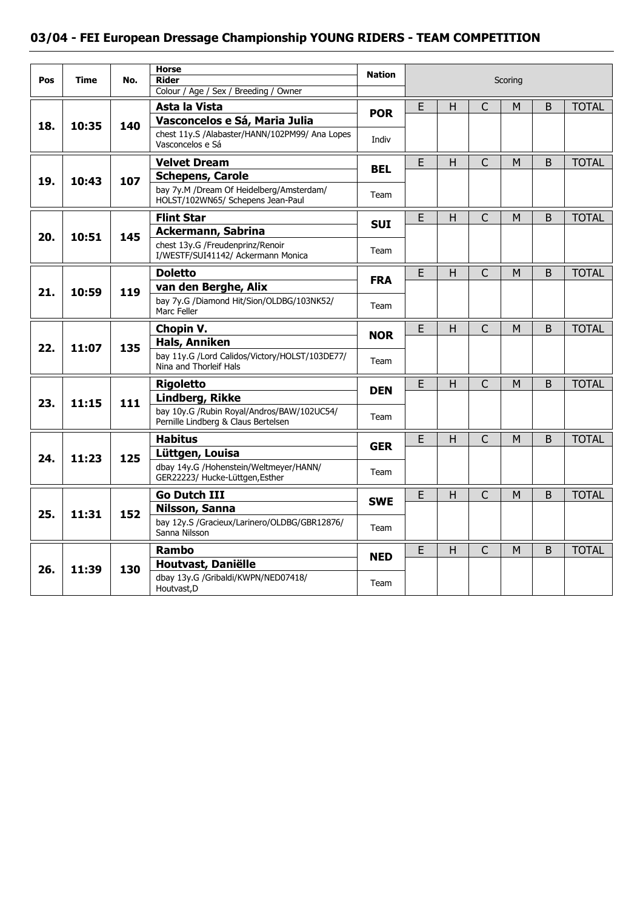## 03/04 - FEI European Dressage Championship YOUNG RIDERS - TEAM COMPETITION

| Pos | Time | No. | Horse / Rider / Colour / Age / Sex / Breeding / Owner | Nation | E | H | C | M | B | TOTAL |
|---|---|---|---|---|---|---|---|---|---|---|
| 18. | 10:35 | 140 | **Asta la Vista**<br>**Vasconcelos e Sá, Maria Julia**<br>chest 11y.S /Alabaster/HANN/102PM99/ Ana Lopes Vasconcelos e Sá | **POR**<br>Indiv | | | | | | |
| 19. | 10:43 | 107 | **Velvet Dream**<br>**Schepens, Carole**<br>bay 7y.M /Dream Of Heidelberg/Amsterdam/ HOLST/102WN65/ Schepens Jean-Paul | **BEL**<br>Team | | | | | | |
| 20. | 10:51 | 145 | **Flint Star**<br>**Ackermann, Sabrina**<br>chest 13y.G /Freudenprinz/Renoir I/WESTF/SUI41142/ Ackermann Monica | **SUI**<br>Team | | | | | | |
| 21. | 10:59 | 119 | **Doletto**<br>**van den Berghe, Alix**<br>bay 7y.G /Diamond Hit/Sion/OLDBG/103NK52/ Marc Feller | **FRA**<br>Team | | | | | | |
| 22. | 11:07 | 135 | **Chopin V.**<br>**Hals, Anniken**<br>bay 11y.G /Lord Calidos/Victory/HOLST/103DE77/ Nina and Thorleif Hals | **NOR**<br>Team | | | | | | |
| 23. | 11:15 | 111 | **Rigoletto**<br>**Lindberg, Rikke**<br>bay 10y.G /Rubin Royal/Andros/BAW/102UC54/ Pernille Lindberg & Claus Bertelsen | **DEN**<br>Team | | | | | | |
| 24. | 11:23 | 125 | **Habitus**<br>**Lüttgen, Louisa**<br>dbay 14y.G /Hohenstein/Weltmeyer/HANN/ GER22223/ Hucke-Lüttgen,Esther | **GER**<br>Team | | | | | | |
| 25. | 11:31 | 152 | **Go Dutch III**<br>**Nilsson, Sanna**<br>bay 12y.S /Gracieux/Larinero/OLDBG/GBR12876/ Sanna Nilsson | **SWE**<br>Team | | | | | | |
| 26. | 11:39 | 130 | **Rambo**<br>**Houtvast, Daniëlle**<br>dbay 13y.G /Gribaldi/KWPN/NED07418/ Houtvast,D | **NED**<br>Team | | | | | | |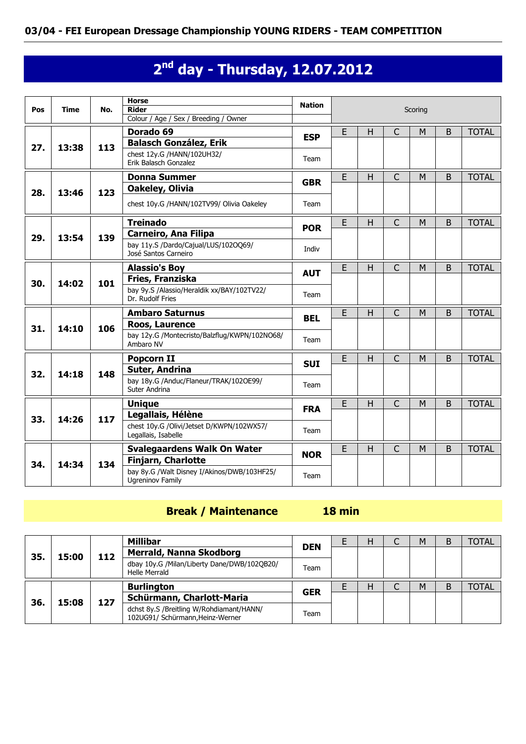## 03/04 - FEI European Dressage Championship YOUNG RIDERS - TEAM COMPETITION

# 2nd day - Thursday, 12.07.2012

| Pos | Time | No. | Horse / Rider / Colour / Age / Sex / Breeding / Owner | Nation | E | H | C | M | B | TOTAL |
|---|---|---|---|---|---|---|---|---|---|---|
| 27. | 13:38 | 113 | **Dorado 69**<br>**Balasch González, Erik**<br>chest 12y.G /HANN/102UH32/ Erik Balasch Gonzalez | **ESP**<br>Team | | | | | | |
| 28. | 13:46 | 123 | **Donna Summer**<br>**Oakeley, Olivia**<br>chest 10y.G /HANN/102TV99/ Olivia Oakeley | **GBR**<br>Team | | | | | | |
| 29. | 13:54 | 139 | **Treinado**<br>**Carneiro, Ana Filipa**<br>bay 11y.S /Dardo/Cajual/LUS/102OQ69/ José Santos Carneiro | **POR**<br>Indiv | | | | | | |
| 30. | 14:02 | 101 | **Alassio's Boy**<br>**Fries, Franziska**<br>bay 9y.S /Alassio/Heraldik xx/BAY/102TV22/ Dr. Rudolf Fries | **AUT**<br>Team | | | | | | |
| 31. | 14:10 | 106 | **Ambaro Saturnus**<br>**Roos, Laurence**<br>bay 12y.G /Montecristo/Balzflug/KWPN/102NO68/ Ambaro NV | **BEL**<br>Team | | | | | | |
| 32. | 14:18 | 148 | **Popcorn II**<br>**Suter, Andrina**<br>bay 18y.G /Anduc/Flaneur/TRAK/102OE99/ Suter Andrina | **SUI**<br>Team | | | | | | |
| 33. | 14:26 | 117 | **Unique**<br>**Legallais, Hélène**<br>chest 10y.G /Olivi/Jetset D/KWPN/102WX57/ Legallais, Isabelle | **FRA**<br>Team | | | | | | |
| 34. | 14:34 | 134 | **Svalegaardens Walk On Water**<br>**Finjarn, Charlotte**<br>bay 8y.G /Walt Disney I/Akinos/DWB/103HF25/ Ugreninov Family | **NOR**<br>Team | | | | | | |

**Break / Maintenance 18 min**

| Pos | Time | No. | Horse / Rider / Colour / Age / Sex / Breeding / Owner | Nation | E | H | C | M | B | TOTAL |
|---|---|---|---|---|---|---|---|---|---|---|
| 35. | 15:00 | 112 | **Millibar**<br>**Merrald, Nanna Skodborg**<br>dbay 10y.G /Milan/Liberty Dane/DWB/102QB20/ Helle Merrald | **DEN**<br>Team | | | | | | |
| 36. | 15:08 | 127 | **Burlington**<br>**Schürmann, Charlott-Maria**<br>dchst 8y.S /Breitling W/Rohdiamant/HANN/ 102UG91/ Schürmann,Heinz-Werner | **GER**<br>Team | | | | | | |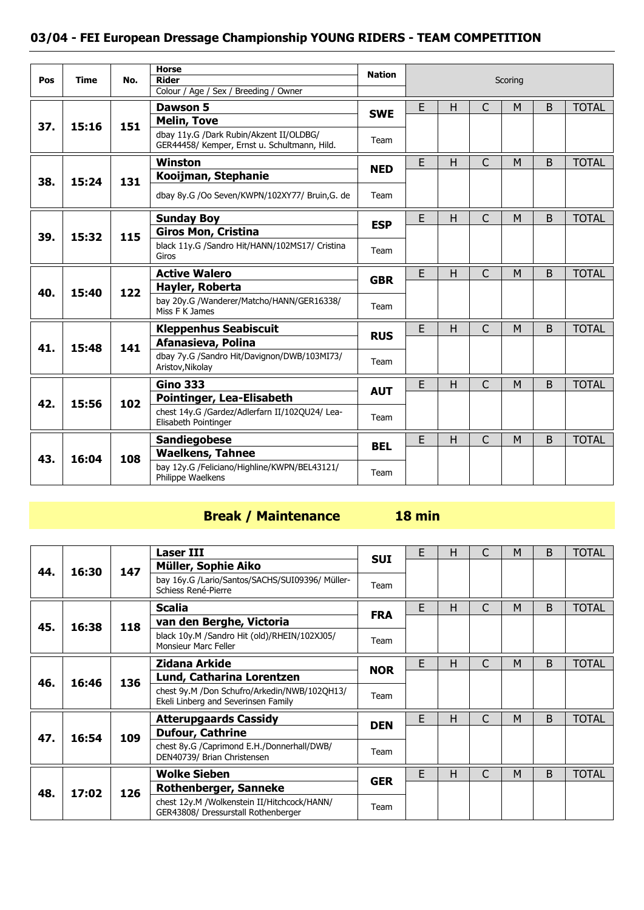## 03/04 - FEI European Dressage Championship YOUNG RIDERS - TEAM COMPETITION

| Pos | Time | No. | Horse / Rider / Colour / Age / Sex / Breeding / Owner | Nation | E | H | C | M | B | TOTAL |
|---|---|---|---|---|---|---|---|---|---|---|
| 37. | 15:16 | 151 | **Dawson 5**<br>**Melin, Tove**<br>dbay 11y.G /Dark Rubin/Akzent II/OLDBG/ GER44458/ Kemper, Ernst u. Schultmann, Hild. | **SWE**<br>Team | | | | | | |
| 38. | 15:24 | 131 | **Winston**<br>**Kooijman, Stephanie**<br>dbay 8y.G /Oo Seven/KWPN/102XY77/ Bruin,G. de | **NED**<br>Team | | | | | | |
| 39. | 15:32 | 115 | **Sunday Boy**<br>**Giros Mon, Cristina**<br>black 11y.G /Sandro Hit/HANN/102MS17/ Cristina Giros | **ESP**<br>Team | | | | | | |
| 40. | 15:40 | 122 | **Active Walero**<br>**Hayler, Roberta**<br>bay 20y.G /Wanderer/Matcho/HANN/GER16338/ Miss F K James | **GBR**<br>Team | | | | | | |
| 41. | 15:48 | 141 | **Kleppenhus Seabiscuit**<br>**Afanasieva, Polina**<br>dbay 7y.G /Sandro Hit/Davignon/DWB/103MI73/ Aristov,Nikolay | **RUS**<br>Team | | | | | | |
| 42. | 15:56 | 102 | **Gino 333**<br>**Pointinger, Lea-Elisabeth**<br>chest 14y.G /Gardez/Adlerfarn II/102QU24/ Lea-Elisabeth Pointinger | **AUT**<br>Team | | | | | | |
| 43. | 16:04 | 108 | **Sandiegobese**<br>**Waelkens, Tahnee**<br>bay 12y.G /Feliciano/Highline/KWPN/BEL43121/ Philippe Waelkens | **BEL**<br>Team | | | | | | |

**Break / Maintenance 18 min**

| Pos | Time | No. | Horse / Rider / Colour / Age / Sex / Breeding / Owner | Nation | E | H | C | M | B | TOTAL |
|---|---|---|---|---|---|---|---|---|---|---|
| 44. | 16:30 | 147 | **Laser III**<br>**Müller, Sophie Aiko**<br>bay 16y.G /Lario/Santos/SACHS/SUI09396/ Müller-Schiess René-Pierre | **SUI**<br>Team | | | | | | |
| 45. | 16:38 | 118 | **Scalia**<br>**van den Berghe, Victoria**<br>black 10y.M /Sandro Hit (old)/RHEIN/102XJ05/ Monsieur Marc Feller | **FRA**<br>Team | | | | | | |
| 46. | 16:46 | 136 | **Zidana Arkide**<br>**Lund, Catharina Lorentzen**<br>chest 9y.M /Don Schufro/Arkedin/NWB/102QH13/ Ekeli Linberg and Severinsen Family | **NOR**<br>Team | | | | | | |
| 47. | 16:54 | 109 | **Atterupgaards Cassidy**<br>**Dufour, Cathrine**<br>chest 8y.G /Caprimond E.H./Donnerhall/DWB/ DEN40739/ Brian Christensen | **DEN**<br>Team | | | | | | |
| 48. | 17:02 | 126 | **Wolke Sieben**<br>**Rothenberger, Sanneke**<br>chest 12y.M /Wolkenstein II/Hitchcock/HANN/ GER43808/ Dressurstall Rothenberger | **GER**<br>Team | | | | | | |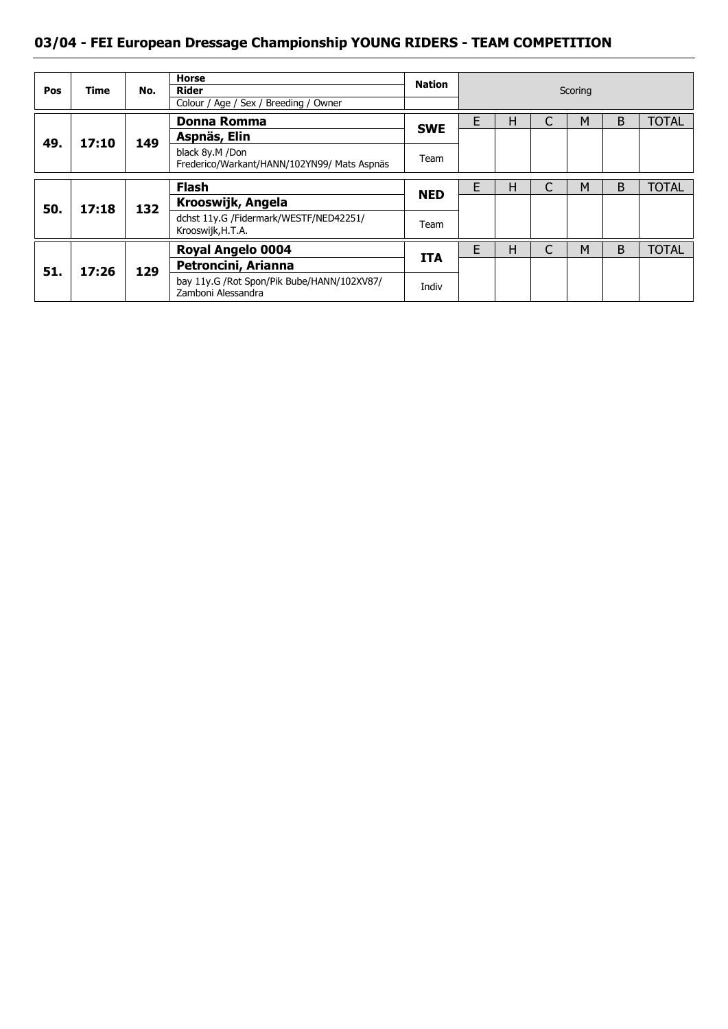## 03/04 - FEI European Dressage Championship YOUNG RIDERS - TEAM COMPETITION

| Pos | Time | No. | Horse / Rider / Colour / Age / Sex / Breeding / Owner | Nation | E | H | C | M | B | TOTAL |
|---|---|---|---|---|---|---|---|---|---|---|
| 49. | 17:10 | 149 | **Donna Romma**<br>**Aspnäs, Elin**<br>black 8y.M /Don Frederico/Warkant/HANN/102YN99/ Mats Aspnäs | **SWE**<br>Team | | | | | | |
| 50. | 17:18 | 132 | **Flash**<br>**Krooswijk, Angela**<br>dchst 11y.G /Fidermark/WESTF/NED42251/ Krooswijk,H.T.A. | **NED**<br>Team | | | | | | |
| 51. | 17:26 | 129 | **Royal Angelo 0004**<br>**Petroncini, Arianna**<br>bay 11y.G /Rot Spon/Pik Bube/HANN/102XV87/ Zamboni Alessandra | **ITA**<br>Indiv | | | | | | |